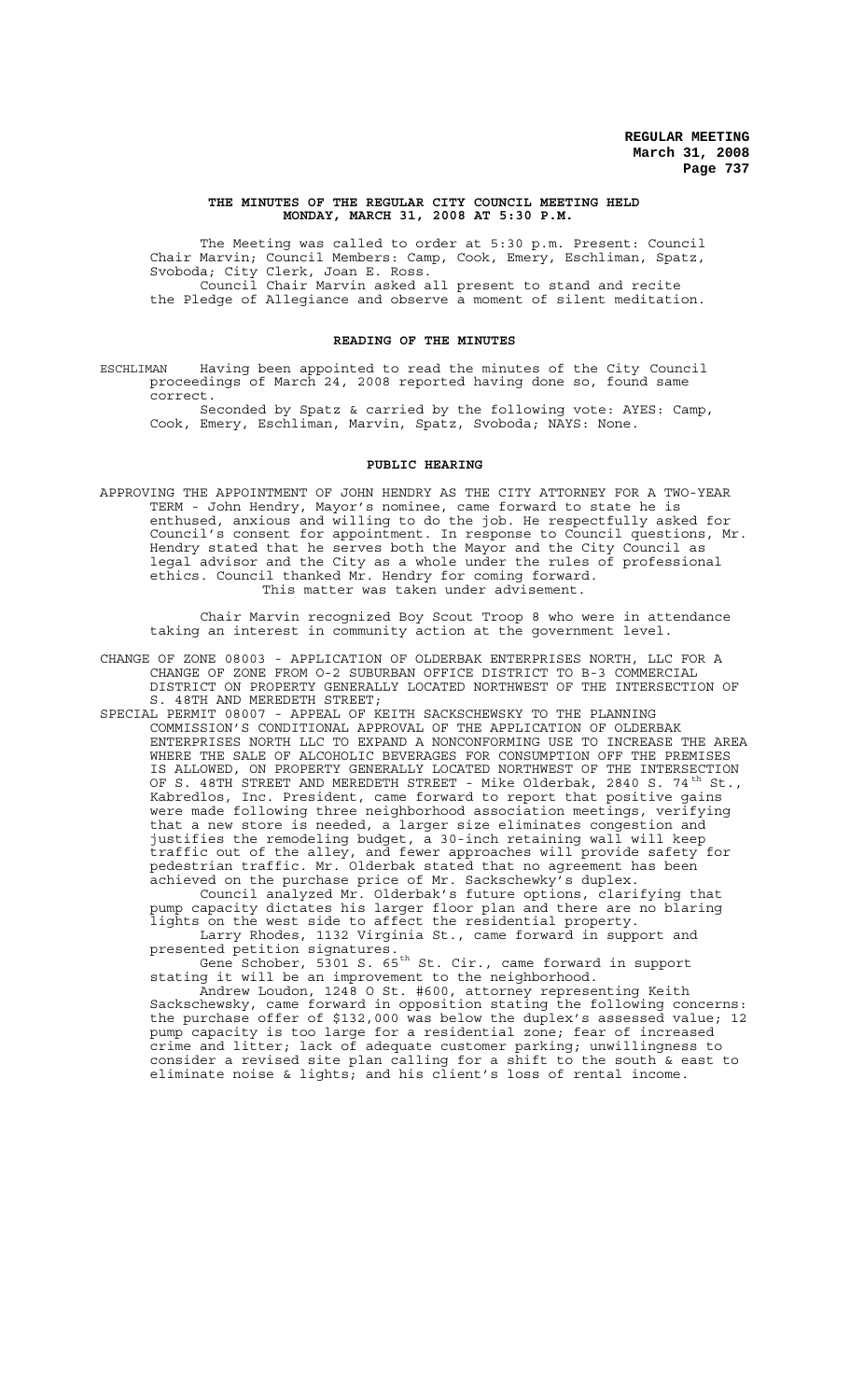**THE MINUTES OF THE REGULAR CITY COUNCIL MEETING HELD MONDAY, MARCH 31, 2008 AT 5:30 P.M.**

The Meeting was called to order at 5:30 p.m. Present: Council Chair Marvin; Council Members: Camp, Cook, Emery, Eschliman, Spatz, Svoboda; City Clerk, Joan E. Ross.

Council Chair Marvin asked all present to stand and recite the Pledge of Allegiance and observe a moment of silent meditation.

**READING OF THE MINUTES**

ESCHLIMAN Having been appointed to read the minutes of the City Council proceedings of March 24, 2008 reported having done so, found same correct.

Seconded by Spatz & carried by the following vote: AYES: Camp, Cook, Emery, Eschliman, Marvin, Spatz, Svoboda; NAYS: None.

**PUBLIC HEARING**

APPROVING THE APPOINTMENT OF JOHN HENDRY AS THE CITY ATTORNEY FOR A TWO-YEAR TERM - John Hendry, Mayor's nominee, came forward to state he is enthused, anxious and willing to do the job. He respectfully asked for Council's consent for appointment. In response to Council questions, Mr. Hendry stated that he serves both the Mayor and the City Council as legal advisor and the City as a whole under the rules of professional ethics. Council thanked Mr. Hendry for coming forward.

This matter was taken under advisement.

Chair Marvin recognized Boy Scout Troop 8 who were in attendance taking an interest in community action at the government level.

CHANGE OF ZONE 08003 - APPLICATION OF OLDERBAK ENTERPRISES NORTH, LLC FOR A CHANGE OF ZONE FROM O-2 SUBURBAN OFFICE DISTRICT TO B-3 COMMERCIAL DISTRICT ON PROPERTY GENERALLY LOCATED NORTHWEST OF THE INTERSECTION OF S. 48TH AND MEREDETH STREET;

SPECIAL PERMIT 08007 - APPEAL OF KEITH SACKSCHEWSKY TO THE PLANNING COMMISSION'S CONDITIONAL APPROVAL OF THE APPLICATION OF OLDERBAK ENTERPRISES NORTH LLC TO EXPAND A NONCONFORMING USE TO INCREASE THE AREA WHERE THE SALE OF ALCOHOLIC BEVERAGES FOR CONSUMPTION OFF THE PREMISES IS ALLOWED, ON PROPERTY GENERALLY LOCATED NORTHWEST OF THE INTERSECTION OF S. 48TH STREET AND MEREDETH STREET - Mike Olderbak, 2840 S. 74th St., Kabredlos, Inc. President, came forward to report that positive gains were made following three neighborhood association meetings, verifying that a new store is needed, a larger size eliminates congestion and justifies the remodeling budget, a 30-inch retaining wall will keep traffic out of the alley, and fewer approaches will provide safety for pedestrian traffic. Mr. Olderbak stated that no agreement has been achieved on the purchase price of Mr. Sackschewky's duplex.

Council analyzed Mr. Olderbak's future options, clarifying that pump capacity dictates his larger floor plan and there are no blaring lights on the west side to affect the residential property.

Larry Rhodes, 1132 Virginia St., came forward in support and presented petition signatures.

Gene Schober, 5301 S. 65th St. Cir., came forward in support stating it will be an improvement to the neighborhood.

Andrew Loudon, 1248 O St. #600, attorney representing Keith Sackschewsky, came forward in opposition stating the following concerns: the purchase offer of $132,000 was below the duplex's assessed value; 12 pump capacity is too large for a residential zone; fear of increased crime and litter; lack of adequate customer parking; unwillingness to consider a revised site plan calling for a shift to the south & east to eliminate noise & lights; and his client's loss of rental income.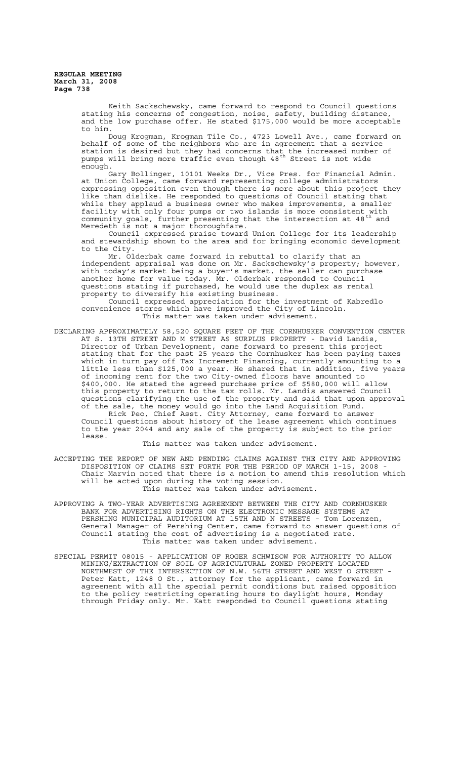Keith Sackschewsky, came forward to respond to Council questions stating his concerns of congestion, noise, safety, building distance, and the low purchase offer. He stated $175,000 would be more acceptable to him.

Doug Krogman, Krogman Tile Co., 4723 Lowell Ave., came forward on behalf of some of the neighbors who are in agreement that a service station is desired but they had concerns that the increased number of pumps will bring more traffic even though 48th Street is not wide enough.

Gary Bollinger, 10101 Weeks Dr., Vice Pres. for Financial Admin. at Union College, came forward representing college administrators expressing opposition even though there is more about this project they like than dislike. He responded to questions of Council stating that while they applaud a business owner who makes improvements, a smaller facility with only four pumps or two islands is more consistent with community goals, further presenting that the intersection at 48th and Meredeth is not a major thoroughfare.

Council expressed praise toward Union College for its leadership and stewardship shown to the area and for bringing economic development to the City.

Mr. Olderbak came forward in rebuttal to clarify that an independent appraisal was done on Mr. Sackschewsky's property; however, with today's market being a buyer's market, the seller can purchase another home for value today. Mr. Olderbak responded to Council questions stating if purchased, he would use the duplex as rental property to diversify his existing business.

Council expressed appreciation for the investment of Kabredlo convenience stores which have improved the City of Lincoln.

This matter was taken under advisement.

DECLARING APPROXIMATELY 58,520 SQUARE FEET OF THE CORNHUSKER CONVENTION CENTER AT S. 13TH STREET AND M STREET AS SURPLUS PROPERTY - David Landis, Director of Urban Development, came forward to present this project stating that for the past 25 years the Cornhusker has been paying taxes which in turn pay off Tax Increment Financing, currently amounting to a little less than $125,000 a year. He shared that in addition, five years of incoming rent for the two City-owned floors have amounted to $400,000. He stated the agreed purchase price of $580,000 will allow this property to return to the tax rolls. Mr. Landis answered Council questions clarifying the use of the property and said that upon approval of the sale, the money would go into the Land Acquisition Fund.

Rick Peo, Chief Asst. City Attorney, came forward to answer Council questions about history of the lease agreement which continues to the year 2044 and any sale of the property is subject to the prior lease.

This matter was taken under advisement.

ACCEPTING THE REPORT OF NEW AND PENDING CLAIMS AGAINST THE CITY AND APPROVING DISPOSITION OF CLAIMS SET FORTH FOR THE PERIOD OF MARCH 1-15, 2008 - Chair Marvin noted that there is a motion to amend this resolution which will be acted upon during the voting session.

This matter was taken under advisement.

APPROVING A TWO-YEAR ADVERTISING AGREEMENT BETWEEN THE CITY AND CORNHUSKER BANK FOR ADVERTISING RIGHTS ON THE ELECTRONIC MESSAGE SYSTEMS AT PERSHING MUNICIPAL AUDITORIUM AT 15TH AND N STREETS - Tom Lorenzen, General Manager of Pershing Center, came forward to answer questions of Council stating the cost of advertising is a negotiated rate.

This matter was taken under advisement.

SPECIAL PERMIT 08015 - APPLICATION OF ROGER SCHWISOW FOR AUTHORITY TO ALLOW MINING/EXTRACTION OF SOIL OF AGRICULTURAL ZONED PROPERTY LOCATED NORTHWEST OF THE INTERSECTION OF N.W. 56TH STREET AND WEST O STREET - Peter Katt, 1248 O St., attorney for the applicant, came forward in agreement with all the special permit conditions but raised opposition to the policy restricting operating hours to daylight hours, Monday through Friday only. Mr. Katt responded to Council questions stating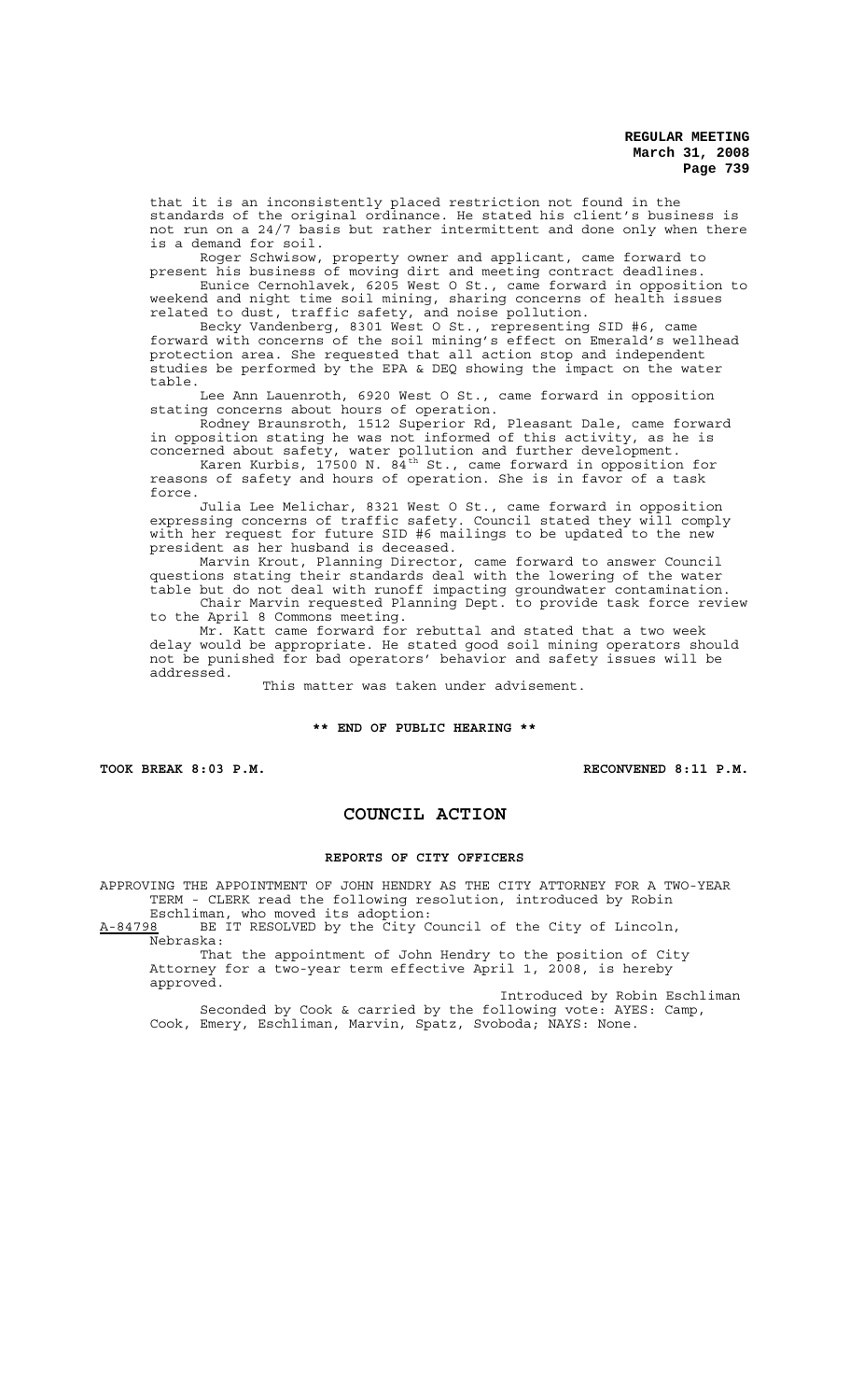that it is an inconsistently placed restriction not found in the standards of the original ordinance. He stated his client's business is not run on a 24/7 basis but rather intermittent and done only when there is a demand for soil.

Roger Schwisow, property owner and applicant, came forward to present his business of moving dirt and meeting contract deadlines.

Eunice Cernohlavek, 6205 West O St., came forward in opposition to weekend and night time soil mining, sharing concerns of health issues related to dust, traffic safety, and noise pollution.

Becky Vandenberg, 8301 West O St., representing SID #6, came forward with concerns of the soil mining's effect on Emerald's wellhead protection area. She requested that all action stop and independent studies be performed by the EPA & DEQ showing the impact on the water table.

Lee Ann Lauenroth, 6920 West O St., came forward in opposition stating concerns about hours of operation.

Rodney Braunsroth, 1512 Superior Rd, Pleasant Dale, came forward in opposition stating he was not informed of this activity, as he is concerned about safety, water pollution and further development.

Karen Kurbis, 17500 N. 84th St., came forward in opposition for reasons of safety and hours of operation. She is in favor of a task force.

Julia Lee Melichar, 8321 West O St., came forward in opposition expressing concerns of traffic safety. Council stated they will comply with her request for future SID #6 mailings to be updated to the new president as her husband is deceased.

Marvin Krout, Planning Director, came forward to answer Council questions stating their standards deal with the lowering of the water table but do not deal with runoff impacting groundwater contamination.

Chair Marvin requested Planning Dept. to provide task force review to the April 8 Commons meeting.

Mr. Katt came forward for rebuttal and stated that a two week delay would be appropriate. He stated good soil mining operators should not be punished for bad operators' behavior and safety issues will be addressed.

This matter was taken under advisement.

**\*\* END OF PUBLIC HEARING \*\***

**TOOK BREAK 8:03 P.M.** **RECONVENED 8:11 P.M.**

## COUNCIL ACTION

### REPORTS OF CITY OFFICERS

APPROVING THE APPOINTMENT OF JOHN HENDRY AS THE CITY ATTORNEY FOR A TWO-YEAR TERM - CLERK read the following resolution, introduced by Robin Eschliman, who moved its adoption:

A-84798 BE IT RESOLVED by the City Council of the City of Lincoln, Nebraska:

That the appointment of John Hendry to the position of City Attorney for a two-year term effective April 1, 2008, is hereby approved.

Introduced by Robin Eschliman

Seconded by Cook & carried by the following vote: AYES: Camp, Cook, Emery, Eschliman, Marvin, Spatz, Svoboda; NAYS: None.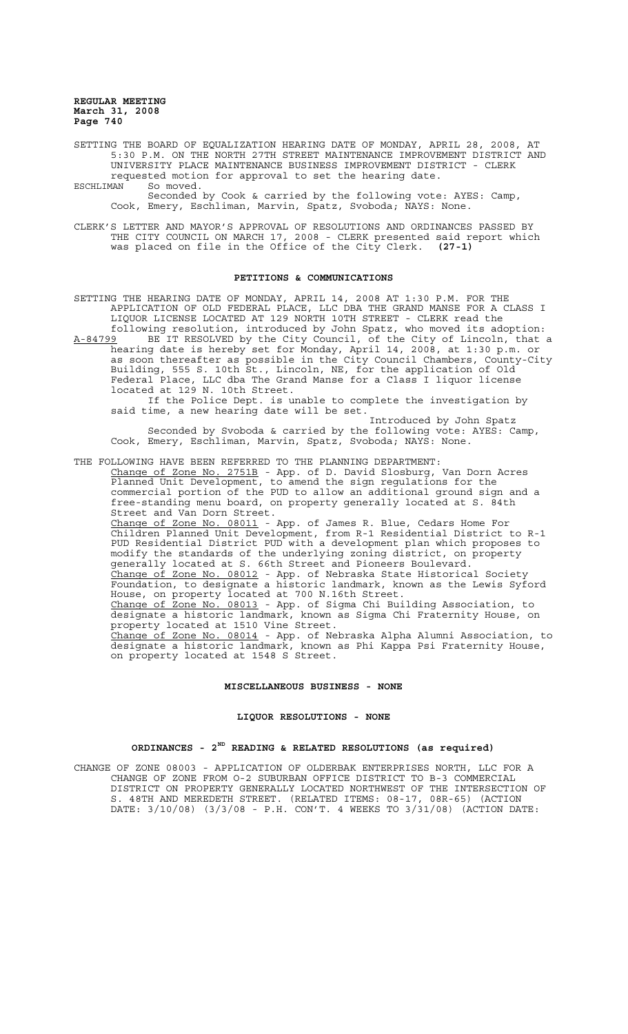SETTING THE BOARD OF EQUALIZATION HEARING DATE OF MONDAY, APRIL 28, 2008, AT 5:30 P.M. ON THE NORTH 27TH STREET MAINTENANCE IMPROVEMENT DISTRICT AND UNIVERSITY PLACE MAINTENANCE BUSINESS IMPROVEMENT DISTRICT - CLERK requested motion for approval to set the hearing date.

ESCHLIMAN So moved.

Seconded by Cook & carried by the following vote: AYES: Camp, Cook, Emery, Eschliman, Marvin, Spatz, Svoboda; NAYS: None.

CLERK'S LETTER AND MAYOR'S APPROVAL OF RESOLUTIONS AND ORDINANCES PASSED BY THE CITY COUNCIL ON MARCH 17, 2008 - CLERK presented said report which was placed on file in the Office of the City Clerk. **(27-1)**

## PETITIONS & COMMUNICATIONS

SETTING THE HEARING DATE OF MONDAY, APRIL 14, 2008 AT 1:30 P.M. FOR THE APPLICATION OF OLD FEDERAL PLACE, LLC DBA THE GRAND MANSE FOR A CLASS I LIQUOR LICENSE LOCATED AT 129 NORTH 10TH STREET - CLERK read the following resolution, introduced by John Spatz, who moved its adoption:

A-84799 BE IT RESOLVED by the City Council, of the City of Lincoln, that a hearing date is hereby set for Monday, April 14, 2008, at 1:30 p.m. or as soon thereafter as possible in the City Council Chambers, County-City Building, 555 S. 10th St., Lincoln, NE, for the application of Old Federal Place, LLC dba The Grand Manse for a Class I liquor license located at 129 N. 10th Street.

If the Police Dept. is unable to complete the investigation by said time, a new hearing date will be set.

Introduced by John Spatz

Seconded by Svoboda & carried by the following vote: AYES: Camp, Cook, Emery, Eschliman, Marvin, Spatz, Svoboda; NAYS: None.

THE FOLLOWING HAVE BEEN REFERRED TO THE PLANNING DEPARTMENT:

Change of Zone No. 2751B - App. of D. David Slosburg, Van Dorn Acres Planned Unit Development, to amend the sign regulations for the commercial portion of the PUD to allow an additional ground sign and a free-standing menu board, on property generally located at S. 84th Street and Van Dorn Street.

Change of Zone No. 08011 - App. of James R. Blue, Cedars Home For Children Planned Unit Development, from R-1 Residential District to R-1 PUD Residential District PUD with a development plan which proposes to modify the standards of the underlying zoning district, on property generally located at S. 66th Street and Pioneers Boulevard.

Change of Zone No. 08012 - App. of Nebraska State Historical Society Foundation, to designate a historic landmark, known as the Lewis Syford House, on property located at 700 N.16th Street.

Change of Zone No. 08013 - App. of Sigma Chi Building Association, to designate a historic landmark, known as Sigma Chi Fraternity House, on property located at 1510 Vine Street.

Change of Zone No. 08014 - App. of Nebraska Alpha Alumni Association, to designate a historic landmark, known as Phi Kappa Psi Fraternity House, on property located at 1548 S Street.

## MISCELLANEOUS BUSINESS - NONE

## LIQUOR RESOLUTIONS - NONE

## ORDINANCES - 2ND READING & RELATED RESOLUTIONS (as required)

CHANGE OF ZONE 08003 - APPLICATION OF OLDERBAK ENTERPRISES NORTH, LLC FOR A CHANGE OF ZONE FROM O-2 SUBURBAN OFFICE DISTRICT TO B-3 COMMERCIAL DISTRICT ON PROPERTY GENERALLY LOCATED NORTHWEST OF THE INTERSECTION OF S. 48TH AND MEREDETH STREET. (RELATED ITEMS: 08-17, 08R-65) (ACTION DATE: 3/10/08) (3/3/08 - P.H. CON'T. 4 WEEKS TO 3/31/08) (ACTION DATE: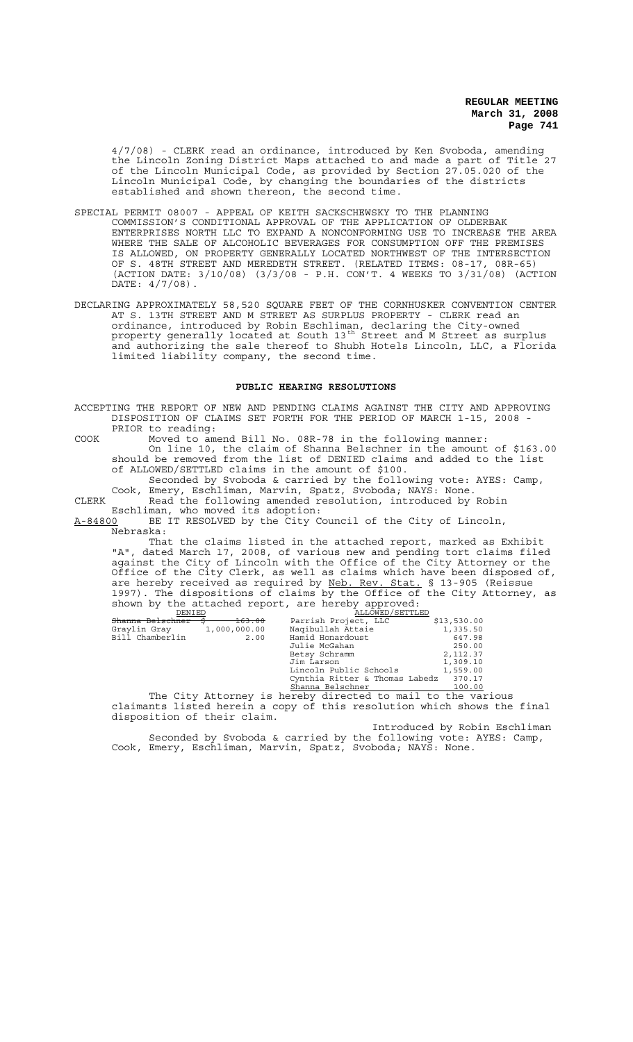4/7/08) - CLERK read an ordinance, introduced by Ken Svoboda, amending the Lincoln Zoning District Maps attached to and made a part of Title 27 of the Lincoln Municipal Code, as provided by Section 27.05.020 of the Lincoln Municipal Code, by changing the boundaries of the districts established and shown thereon, the second time.

SPECIAL PERMIT 08007 - APPEAL OF KEITH SACKSCHEWSKY TO THE PLANNING COMMISSION'S CONDITIONAL APPROVAL OF THE APPLICATION OF OLDERBAK ENTERPRISES NORTH LLC TO EXPAND A NONCONFORMING USE TO INCREASE THE AREA WHERE THE SALE OF ALCOHOLIC BEVERAGES FOR CONSUMPTION OFF THE PREMISES IS ALLOWED, ON PROPERTY GENERALLY LOCATED NORTHWEST OF THE INTERSECTION OF S. 48TH STREET AND MEREDETH STREET. (RELATED ITEMS: 08-17, 08R-65) (ACTION DATE: 3/10/08) (3/3/08 - P.H. CON'T. 4 WEEKS TO 3/31/08) (ACTION DATE: 4/7/08).

DECLARING APPROXIMATELY 58,520 SQUARE FEET OF THE CORNHUSKER CONVENTION CENTER AT S. 13TH STREET AND M STREET AS SURPLUS PROPERTY - CLERK read an ordinance, introduced by Robin Eschliman, declaring the City-owned property generally located at South 13th Street and M Street as surplus and authorizing the sale thereof to Shubh Hotels Lincoln, LLC, a Florida limited liability company, the second time.

## PUBLIC HEARING RESOLUTIONS

ACCEPTING THE REPORT OF NEW AND PENDING CLAIMS AGAINST THE CITY AND APPROVING DISPOSITION OF CLAIMS SET FORTH FOR THE PERIOD OF MARCH 1-15, 2008 - PRIOR to reading:

COOK Moved to amend Bill No. 08R-78 in the following manner:

On line 10, the claim of Shanna Belschner in the amount of $163.00 should be removed from the list of DENIED claims and added to the list of ALLOWED/SETTLED claims in the amount of $100.

Seconded by Svoboda & carried by the following vote: AYES: Camp, Cook, Emery, Eschliman, Marvin, Spatz, Svoboda; NAYS: None.

CLERK Read the following amended resolution, introduced by Robin Eschliman, who moved its adoption:

A-84800 BE IT RESOLVED by the City Council of the City of Lincoln, Nebraska:

That the claims listed in the attached report, marked as Exhibit "A", dated March 17, 2008, of various new and pending tort claims filed against the City of Lincoln with the Office of the City Attorney or the Office of the City Clerk, as well as claims which have been disposed of, are hereby received as required by Neb. Rev. Stat. § 13-905 (Reissue 1997). The dispositions of claims by the Office of the City Attorney, as shown by the attached report, are hereby approved:

| DENIED | | ALLOWED/SETTLED | |
|---|---|---|---|
| ~~Shanna Belschner~~ | ~~$ 163.00~~ | Parrish Project, LLC | $13,530.00 |
| Graylin Gray | 1,000,000.00 | Naqibullah Attaie | 1,335.50 |
| Bill Chamberlin | 2.00 | Hamid Honardoust | 647.98 |
| | | Julie McGahan | 250.00 |
| | | Betsy Schramm | 2,112.37 |
| | | Jim Larson | 1,309.10 |
| | | Lincoln Public Schools | 1,559.00 |
| | | Cynthia Ritter & Thomas Labedz | 370.17 |
| | | Shanna Belschner | 100.00 |

The City Attorney is hereby directed to mail to the various claimants listed herein a copy of this resolution which shows the final disposition of their claim.

Introduced by Robin Eschliman

Seconded by Svoboda & carried by the following vote: AYES: Camp, Cook, Emery, Eschliman, Marvin, Spatz, Svoboda; NAYS: None.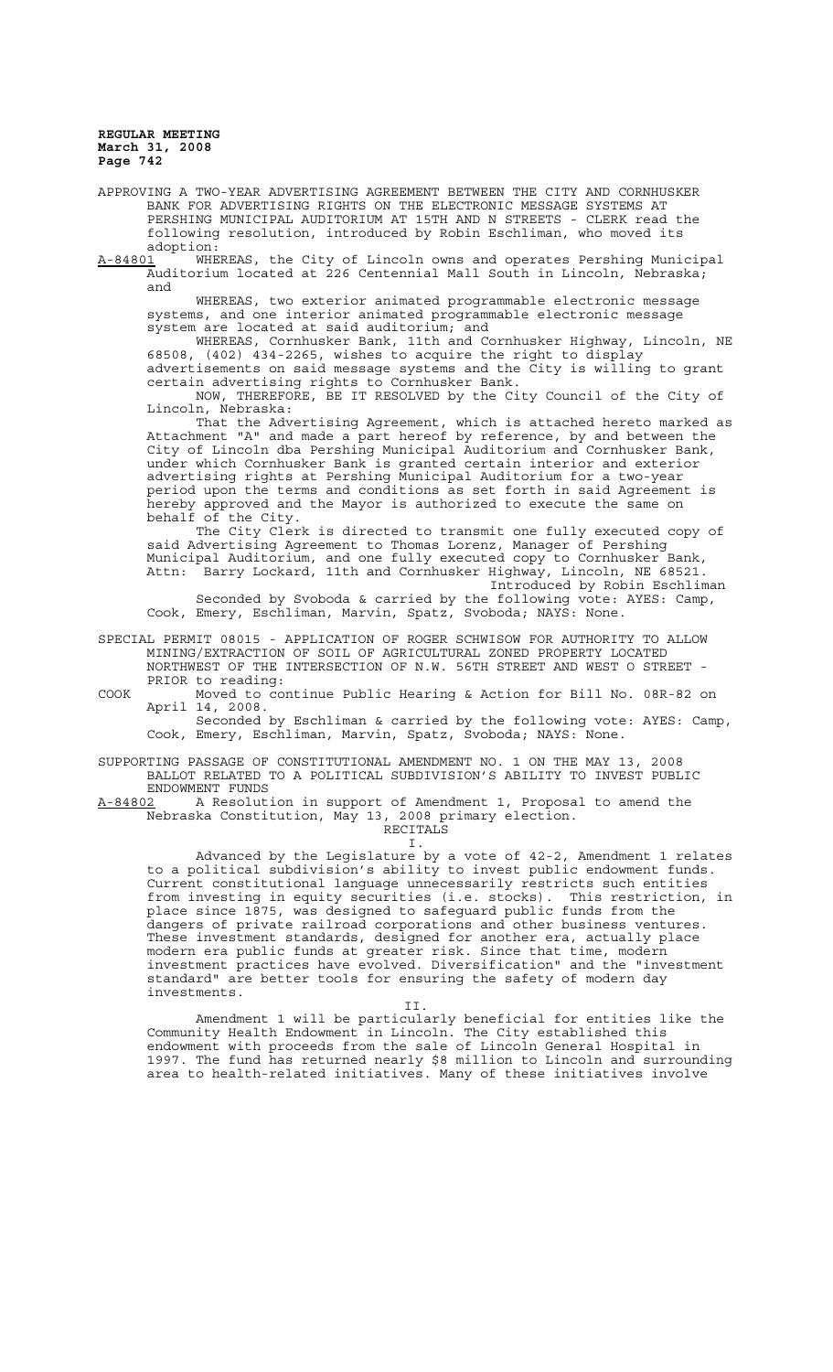APPROVING A TWO-YEAR ADVERTISING AGREEMENT BETWEEN THE CITY AND CORNHUSKER BANK FOR ADVERTISING RIGHTS ON THE ELECTRONIC MESSAGE SYSTEMS AT PERSHING MUNICIPAL AUDITORIUM AT 15TH AND N STREETS - CLERK read the following resolution, introduced by Robin Eschliman, who moved its adoption:

A-84801 WHEREAS, the City of Lincoln owns and operates Pershing Municipal Auditorium located at 226 Centennial Mall South in Lincoln, Nebraska; and

WHEREAS, two exterior animated programmable electronic message systems, and one interior animated programmable electronic message system are located at said auditorium; and

WHEREAS, Cornhusker Bank, 11th and Cornhusker Highway, Lincoln, NE 68508, (402) 434-2265, wishes to acquire the right to display advertisements on said message systems and the City is willing to grant certain advertising rights to Cornhusker Bank.

NOW, THEREFORE, BE IT RESOLVED by the City Council of the City of Lincoln, Nebraska:

That the Advertising Agreement, which is attached hereto marked as Attachment "A" and made a part hereof by reference, by and between the City of Lincoln dba Pershing Municipal Auditorium and Cornhusker Bank, under which Cornhusker Bank is granted certain interior and exterior advertising rights at Pershing Municipal Auditorium for a two-year period upon the terms and conditions as set forth in said Agreement is hereby approved and the Mayor is authorized to execute the same on behalf of the City.

The City Clerk is directed to transmit one fully executed copy of said Advertising Agreement to Thomas Lorenz, Manager of Pershing Municipal Auditorium, and one fully executed copy to Cornhusker Bank, Attn: Barry Lockard, 11th and Cornhusker Highway, Lincoln, NE 68521.

Introduced by Robin Eschliman

Seconded by Svoboda & carried by the following vote: AYES: Camp, Cook, Emery, Eschliman, Marvin, Spatz, Svoboda; NAYS: None.

SPECIAL PERMIT 08015 - APPLICATION OF ROGER SCHWISOW FOR AUTHORITY TO ALLOW MINING/EXTRACTION OF SOIL OF AGRICULTURAL ZONED PROPERTY LOCATED NORTHWEST OF THE INTERSECTION OF N.W. 56TH STREET AND WEST O STREET - PRIOR to reading:

COOK Moved to continue Public Hearing & Action for Bill No. 08R-82 on April 14, 2008.

Seconded by Eschliman & carried by the following vote: AYES: Camp, Cook, Emery, Eschliman, Marvin, Spatz, Svoboda; NAYS: None.

SUPPORTING PASSAGE OF CONSTITUTIONAL AMENDMENT NO. 1 ON THE MAY 13, 2008 BALLOT RELATED TO A POLITICAL SUBDIVISION'S ABILITY TO INVEST PUBLIC ENDOWMENT FUNDS

A-84802 A Resolution in support of Amendment 1, Proposal to amend the Nebraska Constitution, May 13, 2008 primary election.

RECITALS

I.

Advanced by the Legislature by a vote of 42-2, Amendment 1 relates to a political subdivision's ability to invest public endowment funds. Current constitutional language unnecessarily restricts such entities from investing in equity securities (i.e. stocks). This restriction, in place since 1875, was designed to safeguard public funds from the dangers of private railroad corporations and other business ventures. These investment standards, designed for another era, actually place modern era public funds at greater risk. Since that time, modern investment practices have evolved. Diversification" and the "investment standard" are better tools for ensuring the safety of modern day investments.

II.

Amendment 1 will be particularly beneficial for entities like the Community Health Endowment in Lincoln. The City established this endowment with proceeds from the sale of Lincoln General Hospital in 1997. The fund has returned nearly $8 million to Lincoln and surrounding area to health-related initiatives. Many of these initiatives involve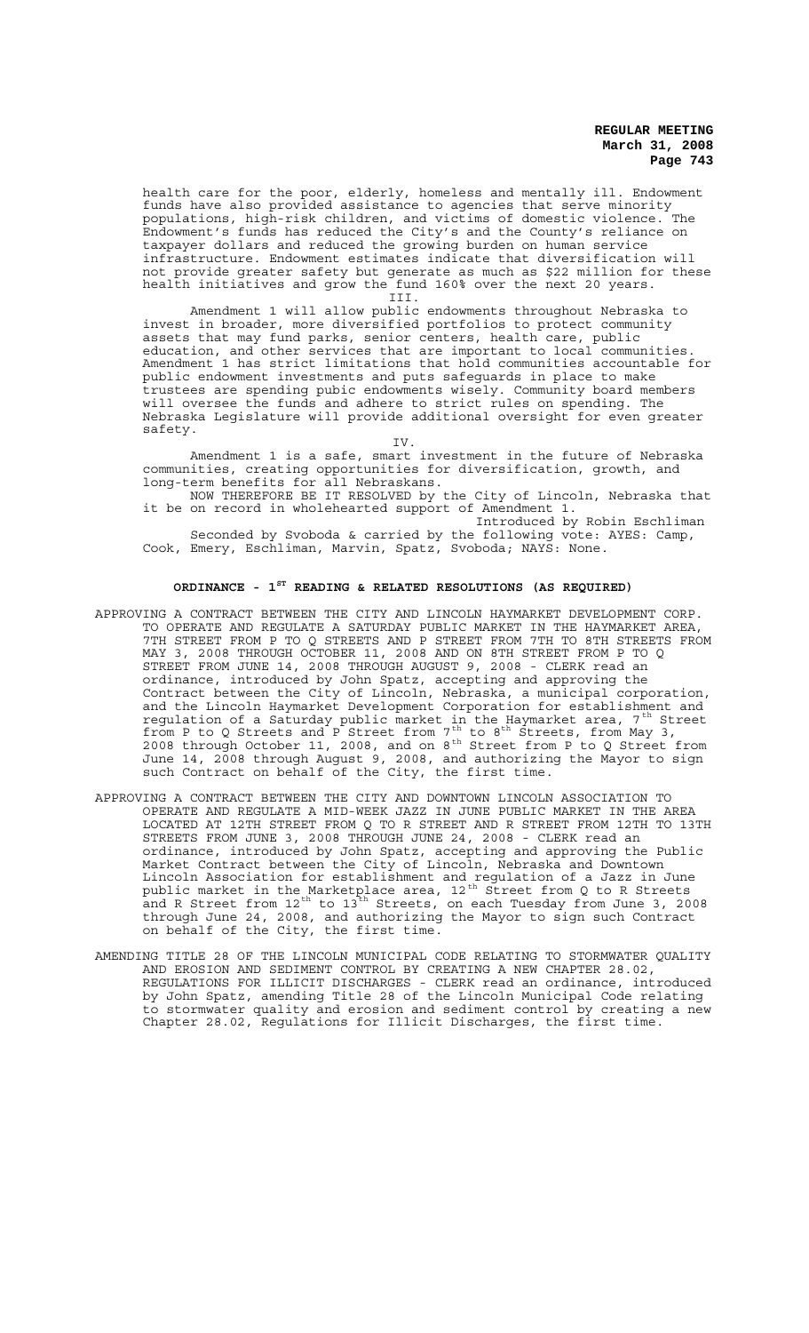health care for the poor, elderly, homeless and mentally ill. Endowment funds have also provided assistance to agencies that serve minority populations, high-risk children, and victims of domestic violence. The Endowment's funds has reduced the City's and the County's reliance on taxpayer dollars and reduced the growing burden on human service infrastructure. Endowment estimates indicate that diversification will not provide greater safety but generate as much as $22 million for these health initiatives and grow the fund 160% over the next 20 years.

III.

Amendment 1 will allow public endowments throughout Nebraska to invest in broader, more diversified portfolios to protect community assets that may fund parks, senior centers, health care, public education, and other services that are important to local communities. Amendment 1 has strict limitations that hold communities accountable for public endowment investments and puts safeguards in place to make trustees are spending pubic endowments wisely. Community board members will oversee the funds and adhere to strict rules on spending. The Nebraska Legislature will provide additional oversight for even greater safety.

IV.

Amendment 1 is a safe, smart investment in the future of Nebraska communities, creating opportunities for diversification, growth, and long-term benefits for all Nebraskans.

NOW THEREFORE BE IT RESOLVED by the City of Lincoln, Nebraska that it be on record in wholehearted support of Amendment 1.

Introduced by Robin Eschliman

Seconded by Svoboda & carried by the following vote: AYES: Camp, Cook, Emery, Eschliman, Marvin, Spatz, Svoboda; NAYS: None.

## ORDINANCE - 1ST READING & RELATED RESOLUTIONS (AS REQUIRED)

APPROVING A CONTRACT BETWEEN THE CITY AND LINCOLN HAYMARKET DEVELOPMENT CORP. TO OPERATE AND REGULATE A SATURDAY PUBLIC MARKET IN THE HAYMARKET AREA, 7TH STREET FROM P TO Q STREETS AND P STREET FROM 7TH TO 8TH STREETS FROM MAY 3, 2008 THROUGH OCTOBER 11, 2008 AND ON 8TH STREET FROM P TO Q STREET FROM JUNE 14, 2008 THROUGH AUGUST 9, 2008 - CLERK read an ordinance, introduced by John Spatz, accepting and approving the Contract between the City of Lincoln, Nebraska, a municipal corporation, and the Lincoln Haymarket Development Corporation for establishment and regulation of a Saturday public market in the Haymarket area, 7th Street from P to Q Streets and P Street from 7th to 8th Streets, from May 3, 2008 through October 11, 2008, and on 8th Street from P to Q Street from June 14, 2008 through August 9, 2008, and authorizing the Mayor to sign such Contract on behalf of the City, the first time.

APPROVING A CONTRACT BETWEEN THE CITY AND DOWNTOWN LINCOLN ASSOCIATION TO OPERATE AND REGULATE A MID-WEEK JAZZ IN JUNE PUBLIC MARKET IN THE AREA LOCATED AT 12TH STREET FROM Q TO R STREET AND R STREET FROM 12TH TO 13TH STREETS FROM JUNE 3, 2008 THROUGH JUNE 24, 2008 - CLERK read an ordinance, introduced by John Spatz, accepting and approving the Public Market Contract between the City of Lincoln, Nebraska and Downtown Lincoln Association for establishment and regulation of a Jazz in June public market in the Marketplace area, 12th Street from Q to R Streets and R Street from 12th to 13th Streets, on each Tuesday from June 3, 2008 through June 24, 2008, and authorizing the Mayor to sign such Contract on behalf of the City, the first time.

AMENDING TITLE 28 OF THE LINCOLN MUNICIPAL CODE RELATING TO STORMWATER QUALITY AND EROSION AND SEDIMENT CONTROL BY CREATING A NEW CHAPTER 28.02, REGULATIONS FOR ILLICIT DISCHARGES - CLERK read an ordinance, introduced by John Spatz, amending Title 28 of the Lincoln Municipal Code relating to stormwater quality and erosion and sediment control by creating a new Chapter 28.02, Regulations for Illicit Discharges, the first time.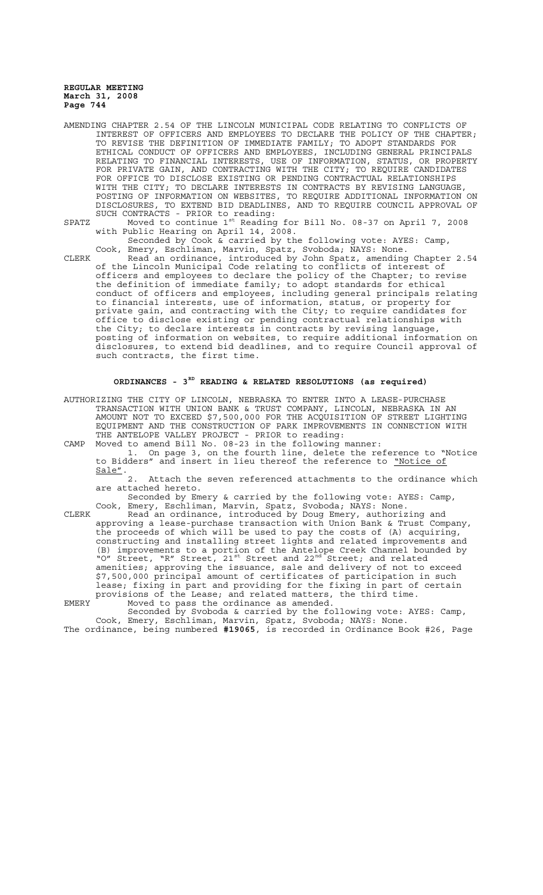AMENDING CHAPTER 2.54 OF THE LINCOLN MUNICIPAL CODE RELATING TO CONFLICTS OF INTEREST OF OFFICERS AND EMPLOYEES TO DECLARE THE POLICY OF THE CHAPTER; TO REVISE THE DEFINITION OF IMMEDIATE FAMILY; TO ADOPT STANDARDS FOR ETHICAL CONDUCT OF OFFICERS AND EMPLOYEES, INCLUDING GENERAL PRINCIPALS RELATING TO FINANCIAL INTERESTS, USE OF INFORMATION, STATUS, OR PROPERTY FOR PRIVATE GAIN, AND CONTRACTING WITH THE CITY; TO REQUIRE CANDIDATES FOR OFFICE TO DISCLOSE EXISTING OR PENDING CONTRACTUAL RELATIONSHIPS WITH THE CITY; TO DECLARE INTERESTS IN CONTRACTS BY REVISING LANGUAGE, POSTING OF INFORMATION ON WEBSITES, TO REQUIRE ADDITIONAL INFORMATION ON DISCLOSURES, TO EXTEND BID DEADLINES, AND TO REQUIRE COUNCIL APPROVAL OF SUCH CONTRACTS - PRIOR to reading:

SPATZ Moved to continue 1st Reading for Bill No. 08-37 on April 7, 2008 with Public Hearing on April 14, 2008.

Seconded by Cook & carried by the following vote: AYES: Camp, Cook, Emery, Eschliman, Marvin, Spatz, Svoboda; NAYS: None.

CLERK Read an ordinance, introduced by John Spatz, amending Chapter 2.54 of the Lincoln Municipal Code relating to conflicts of interest of officers and employees to declare the policy of the Chapter; to revise the definition of immediate family; to adopt standards for ethical conduct of officers and employees, including general principals relating to financial interests, use of information, status, or property for private gain, and contracting with the City; to require candidates for office to disclose existing or pending contractual relationships with the City; to declare interests in contracts by revising language, posting of information on websites, to require additional information on disclosures, to extend bid deadlines, and to require Council approval of such contracts, the first time.

## ORDINANCES - 3RD READING & RELATED RESOLUTIONS (as required)

AUTHORIZING THE CITY OF LINCOLN, NEBRASKA TO ENTER INTO A LEASE-PURCHASE TRANSACTION WITH UNION BANK & TRUST COMPANY, LINCOLN, NEBRASKA IN AN AMOUNT NOT TO EXCEED $7,500,000 FOR THE ACQUISITION OF STREET LIGHTING EQUIPMENT AND THE CONSTRUCTION OF PARK IMPROVEMENTS IN CONNECTION WITH THE ANTELOPE VALLEY PROJECT - PRIOR to reading:

CAMP Moved to amend Bill No. 08-23 in the following manner:

1. On page 3, on the fourth line, delete the reference to "Notice to Bidders" and insert in lieu thereof the reference to "Notice of Sale".

2. Attach the seven referenced attachments to the ordinance which are attached hereto.

Seconded by Emery & carried by the following vote: AYES: Camp, Cook, Emery, Eschliman, Marvin, Spatz, Svoboda; NAYS: None.

CLERK Read an ordinance, introduced by Doug Emery, authorizing and approving a lease-purchase transaction with Union Bank & Trust Company, the proceeds of which will be used to pay the costs of (A) acquiring, constructing and installing street lights and related improvements and (B) improvements to a portion of the Antelope Creek Channel bounded by "O" Street, "R" Street, 21st Street and 22nd Street; and related amenities; approving the issuance, sale and delivery of not to exceed $7,500,000 principal amount of certificates of participation in such lease; fixing in part and providing for the fixing in part of certain provisions of the Lease; and related matters, the third time.

EMERY Moved to pass the ordinance as amended.

Seconded by Svoboda & carried by the following vote: AYES: Camp, Cook, Emery, Eschliman, Marvin, Spatz, Svoboda; NAYS: None.

The ordinance, being numbered **#19065**, is recorded in Ordinance Book #26, Page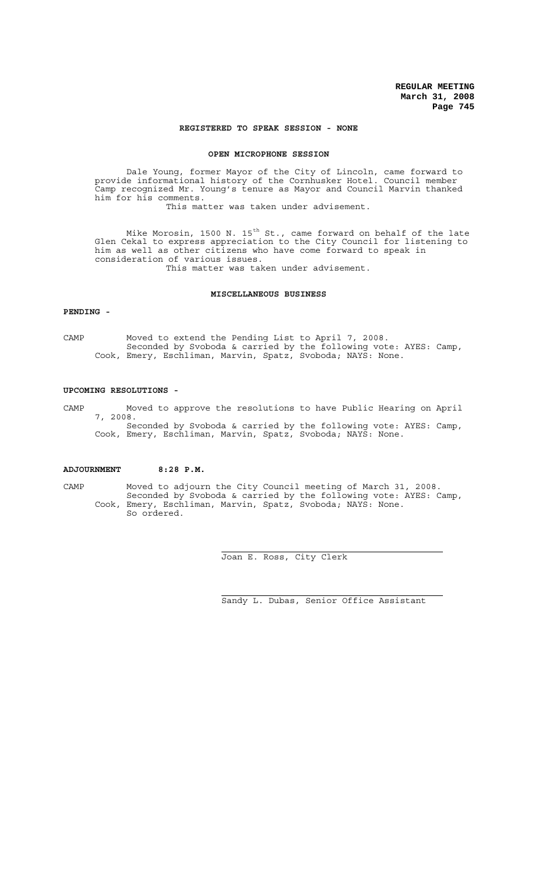**REGISTERED TO SPEAK SESSION - NONE**

**OPEN MICROPHONE SESSION**

Dale Young, former Mayor of the City of Lincoln, came forward to provide informational history of the Cornhusker Hotel. Council member Camp recognized Mr. Young's tenure as Mayor and Council Marvin thanked him for his comments.

This matter was taken under advisement.

Mike Morosin, 1500 N. 15th St., came forward on behalf of the late Glen Cekal to express appreciation to the City Council for listening to him as well as other citizens who have come forward to speak in consideration of various issues.

This matter was taken under advisement.

**MISCELLANEOUS BUSINESS**

**PENDING -**

CAMP Moved to extend the Pending List to April 7, 2008.
Seconded by Svoboda & carried by the following vote: AYES: Camp, Cook, Emery, Eschliman, Marvin, Spatz, Svoboda; NAYS: None.

**UPCOMING RESOLUTIONS -**

CAMP Moved to approve the resolutions to have Public Hearing on April 7, 2008.
Seconded by Svoboda & carried by the following vote: AYES: Camp, Cook, Emery, Eschliman, Marvin, Spatz, Svoboda; NAYS: None.

**ADJOURNMENT 8:28 P.M.**

CAMP Moved to adjourn the City Council meeting of March 31, 2008.
Seconded by Svoboda & carried by the following vote: AYES: Camp, Cook, Emery, Eschliman, Marvin, Spatz, Svoboda; NAYS: None.
So ordered.

Joan E. Ross, City Clerk

Sandy L. Dubas, Senior Office Assistant